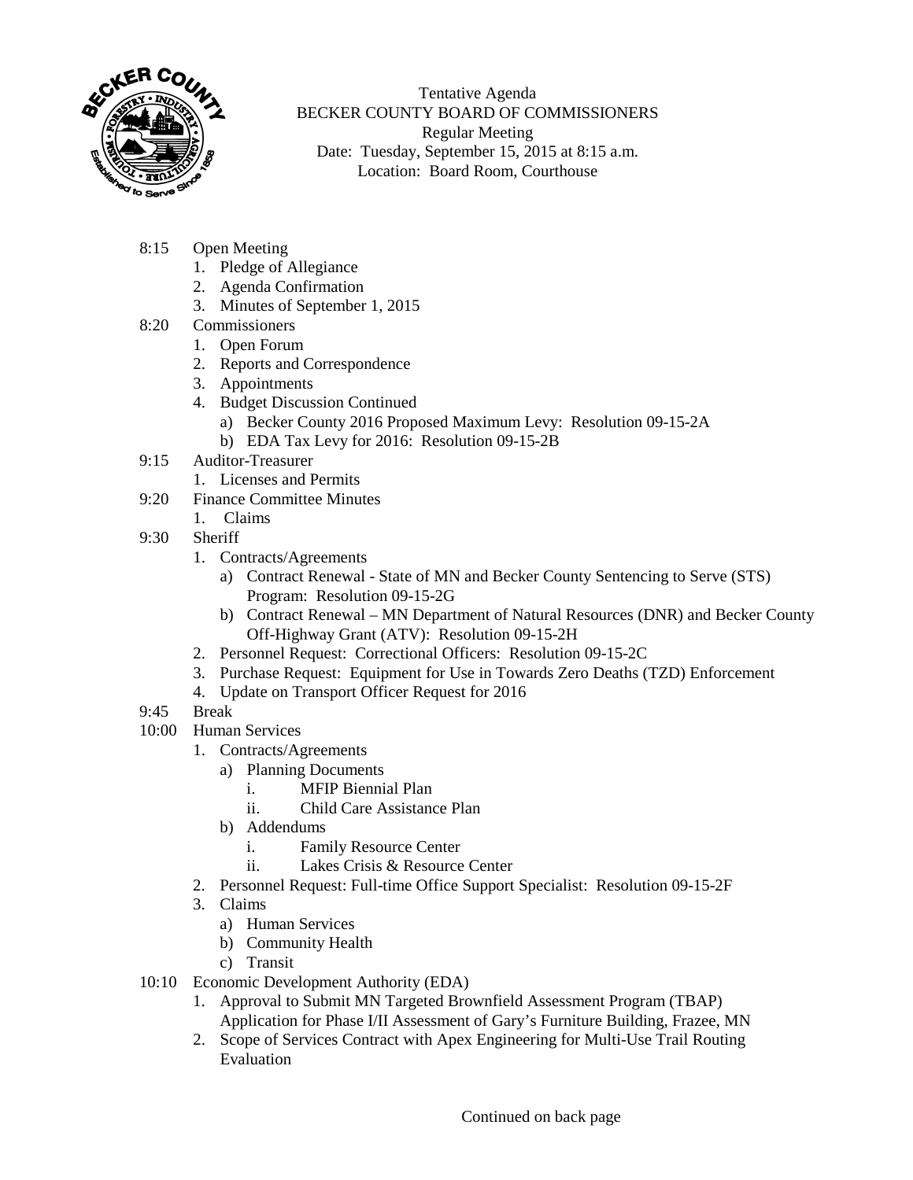Tentative Agenda
BECKER COUNTY BOARD OF COMMISSIONERS
Regular Meeting
Date: Tuesday, September 15, 2015 at 8:15 a.m.
Location: Board Room, Courthouse

8:15 Open Meeting
1. Pledge of Allegiance
2. Agenda Confirmation
3. Minutes of September 1, 2015

8:20 Commissioners
1. Open Forum
2. Reports and Correspondence
3. Appointments
4. Budget Discussion Continued
   a) Becker County 2016 Proposed Maximum Levy: Resolution 09-15-2A
   b) EDA Tax Levy for 2016: Resolution 09-15-2B

9:15 Auditor-Treasurer
1. Licenses and Permits

9:20 Finance Committee Minutes
1. Claims

9:30 Sheriff
1. Contracts/Agreements
   a) Contract Renewal - State of MN and Becker County Sentencing to Serve (STS) Program: Resolution 09-15-2G
   b) Contract Renewal – MN Department of Natural Resources (DNR) and Becker County Off-Highway Grant (ATV): Resolution 09-15-2H
2. Personnel Request: Correctional Officers: Resolution 09-15-2C
3. Purchase Request: Equipment for Use in Towards Zero Deaths (TZD) Enforcement
4. Update on Transport Officer Request for 2016

9:45 Break

10:00 Human Services
1. Contracts/Agreements
   a) Planning Documents
      i. MFIP Biennial Plan
      ii. Child Care Assistance Plan
   b) Addendums
      i. Family Resource Center
      ii. Lakes Crisis & Resource Center
2. Personnel Request: Full-time Office Support Specialist: Resolution 09-15-2F
3. Claims
   a) Human Services
   b) Community Health
   c) Transit

10:10 Economic Development Authority (EDA)
1. Approval to Submit MN Targeted Brownfield Assessment Program (TBAP) Application for Phase I/II Assessment of Gary's Furniture Building, Frazee, MN
2. Scope of Services Contract with Apex Engineering for Multi-Use Trail Routing Evaluation

Continued on back page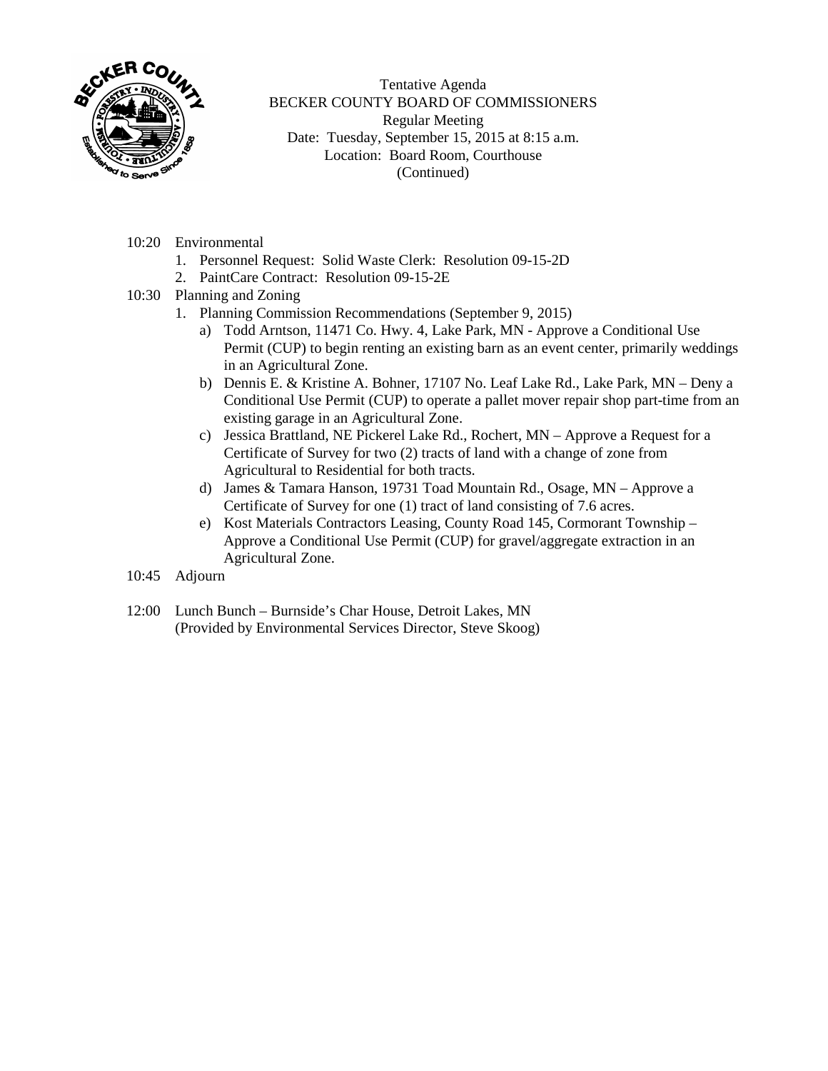Tentative Agenda
BECKER COUNTY BOARD OF COMMISSIONERS
Regular Meeting
Date: Tuesday, September 15, 2015 at 8:15 a.m.
Location: Board Room, Courthouse
(Continued)

10:20 Environmental

1. Personnel Request: Solid Waste Clerk: Resolution 09-15-2D
2. PaintCare Contract: Resolution 09-15-2E

10:30 Planning and Zoning

1. Planning Commission Recommendations (September 9, 2015)
   a) Todd Arntson, 11471 Co. Hwy. 4, Lake Park, MN - Approve a Conditional Use Permit (CUP) to begin renting an existing barn as an event center, primarily weddings in an Agricultural Zone.
   b) Dennis E. & Kristine A. Bohner, 17107 No. Leaf Lake Rd., Lake Park, MN – Deny a Conditional Use Permit (CUP) to operate a pallet mover repair shop part-time from an existing garage in an Agricultural Zone.
   c) Jessica Brattland, NE Pickerel Lake Rd., Rochert, MN – Approve a Request for a Certificate of Survey for two (2) tracts of land with a change of zone from Agricultural to Residential for both tracts.
   d) James & Tamara Hanson, 19731 Toad Mountain Rd., Osage, MN – Approve a Certificate of Survey for one (1) tract of land consisting of 7.6 acres.
   e) Kost Materials Contractors Leasing, County Road 145, Cormorant Township – Approve a Conditional Use Permit (CUP) for gravel/aggregate extraction in an Agricultural Zone.

10:45 Adjourn

12:00 Lunch Bunch – Burnside's Char House, Detroit Lakes, MN
(Provided by Environmental Services Director, Steve Skoog)